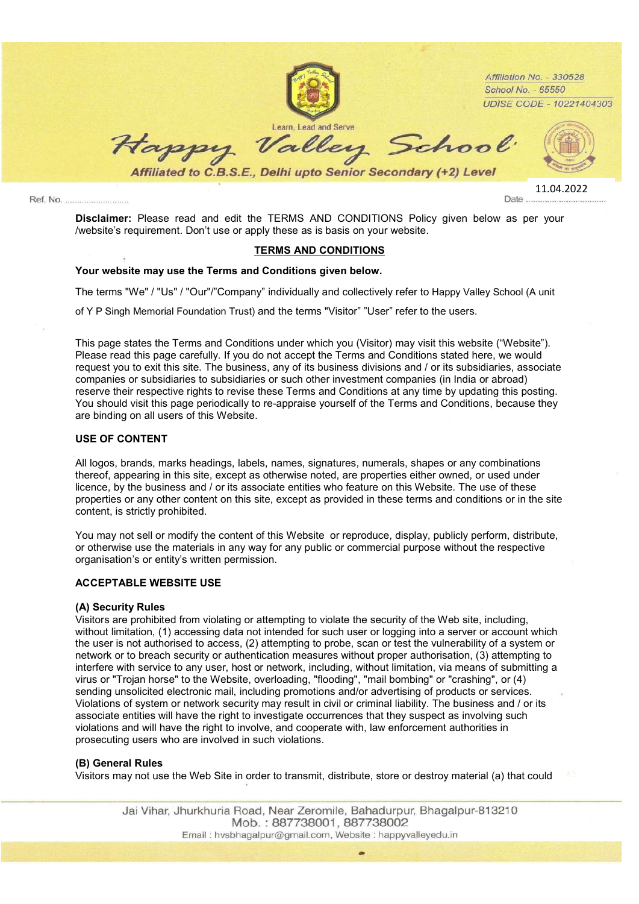Affiliation No. - 330528
School No. - 65550
UDISE CODE - 10221404303

Learn, Lead and Serve

# Happy Valley School

*Affiliated to C.B.S.E., Delhi upto Senior Secondary (+2) Level*

Ref. No. ..........................

Date 11.04.2022

**Disclaimer:** Please read and edit the TERMS AND CONDITIONS Policy given below as per your /website's requirement. Don't use or apply these as is basis on your website.

## TERMS AND CONDITIONS

**Your website may use the Terms and Conditions given below.**

The terms "We" / "Us" / "Our"/"Company" individually and collectively refer to Happy Valley School (A unit of Y P Singh Memorial Foundation Trust) and the terms "Visitor" "User" refer to the users.

This page states the Terms and Conditions under which you (Visitor) may visit this website ("Website"). Please read this page carefully. If you do not accept the Terms and Conditions stated here, we would request you to exit this site. The business, any of its business divisions and / or its subsidiaries, associate companies or subsidiaries to subsidiaries or such other investment companies (in India or abroad) reserve their respective rights to revise these Terms and Conditions at any time by updating this posting. You should visit this page periodically to re-appraise yourself of the Terms and Conditions, because they are binding on all users of this Website.

### USE OF CONTENT

All logos, brands, marks headings, labels, names, signatures, numerals, shapes or any combinations thereof, appearing in this site, except as otherwise noted, are properties either owned, or used under licence, by the business and / or its associate entities who feature on this Website. The use of these properties or any other content on this site, except as provided in these terms and conditions or in the site content, is strictly prohibited.

You may not sell or modify the content of this Website or reproduce, display, publicly perform, distribute, or otherwise use the materials in any way for any public or commercial purpose without the respective organisation's or entity's written permission.

### ACCEPTABLE WEBSITE USE

**(A) Security Rules**

Visitors are prohibited from violating or attempting to violate the security of the Web site, including, without limitation, (1) accessing data not intended for such user or logging into a server or account which the user is not authorised to access, (2) attempting to probe, scan or test the vulnerability of a system or network or to breach security or authentication measures without proper authorisation, (3) attempting to interfere with service to any user, host or network, including, without limitation, via means of submitting a virus or "Trojan horse" to the Website, overloading, "flooding", "mail bombing" or "crashing", or (4) sending unsolicited electronic mail, including promotions and/or advertising of products or services. Violations of system or network security may result in civil or criminal liability. The business and / or its associate entities will have the right to investigate occurrences that they suspect as involving such violations and will have the right to involve, and cooperate with, law enforcement authorities in prosecuting users who are involved in such violations.

**(B) General Rules**

Visitors may not use the Web Site in order to transmit, distribute, store or destroy material (a) that could

Jai Vihar, Jhurkhuria Road, Near Zeromile, Bahadurpur, Bhagalpur-813210
Mob. : 887738001, 887738002
Email : hvsbhagalpur@gmail.com, Website : happyvalleyedu.in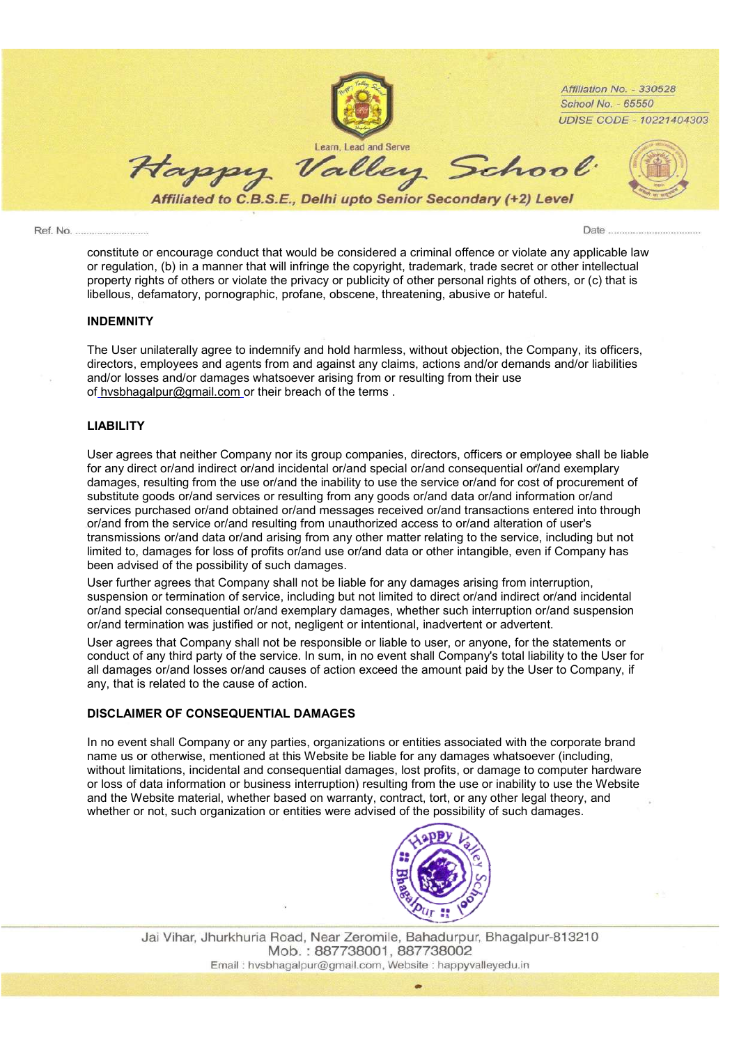constitute or encourage conduct that would be considered a criminal offence or violate any applicable law or regulation, (b) in a manner that will infringe the copyright, trademark, trade secret or other intellectual property rights of others or violate the privacy or publicity of other personal rights of others, or (c) that is libellous, defamatory, pornographic, profane, obscene, threatening, abusive or hateful.

**INDEMNITY**

The User unilaterally agree to indemnify and hold harmless, without objection, the Company, its officers, directors, employees and agents from and against any claims, actions and/or demands and/or liabilities and/or losses and/or damages whatsoever arising from or resulting from their use of hvsbhagalpur@gmail.com or their breach of the terms .

**LIABILITY**

User agrees that neither Company nor its group companies, directors, officers or employee shall be liable for any direct or/and indirect or/and incidental or/and special or/and consequential or/and exemplary damages, resulting from the use or/and the inability to use the service or/and for cost of procurement of substitute goods or/and services or resulting from any goods or/and data or/and information or/and services purchased or/and obtained or/and messages received or/and transactions entered into through or/and from the service or/and resulting from unauthorized access to or/and alteration of user's transmissions or/and data or/and arising from any other matter relating to the service, including but not limited to, damages for loss of profits or/and use or/and data or other intangible, even if Company has been advised of the possibility of such damages.

User further agrees that Company shall not be liable for any damages arising from interruption, suspension or termination of service, including but not limited to direct or/and indirect or/and incidental or/and special consequential or/and exemplary damages, whether such interruption or/and suspension or/and termination was justified or not, negligent or intentional, inadvertent or advertent.

User agrees that Company shall not be responsible or liable to user, or anyone, for the statements or conduct of any third party of the service. In sum, in no event shall Company's total liability to the User for all damages or/and losses or/and causes of action exceed the amount paid by the User to Company, if any, that is related to the cause of action.

**DISCLAIMER OF CONSEQUENTIAL DAMAGES**

In no event shall Company or any parties, organizations or entities associated with the corporate brand name us or otherwise, mentioned at this Website be liable for any damages whatsoever (including, without limitations, incidental and consequential damages, lost profits, or damage to computer hardware or loss of data information or business interruption) resulting from the use or inability to use the Website and the Website material, whether based on warranty, contract, tort, or any other legal theory, and whether or not, such organization or entities were advised of the possibility of such damages.